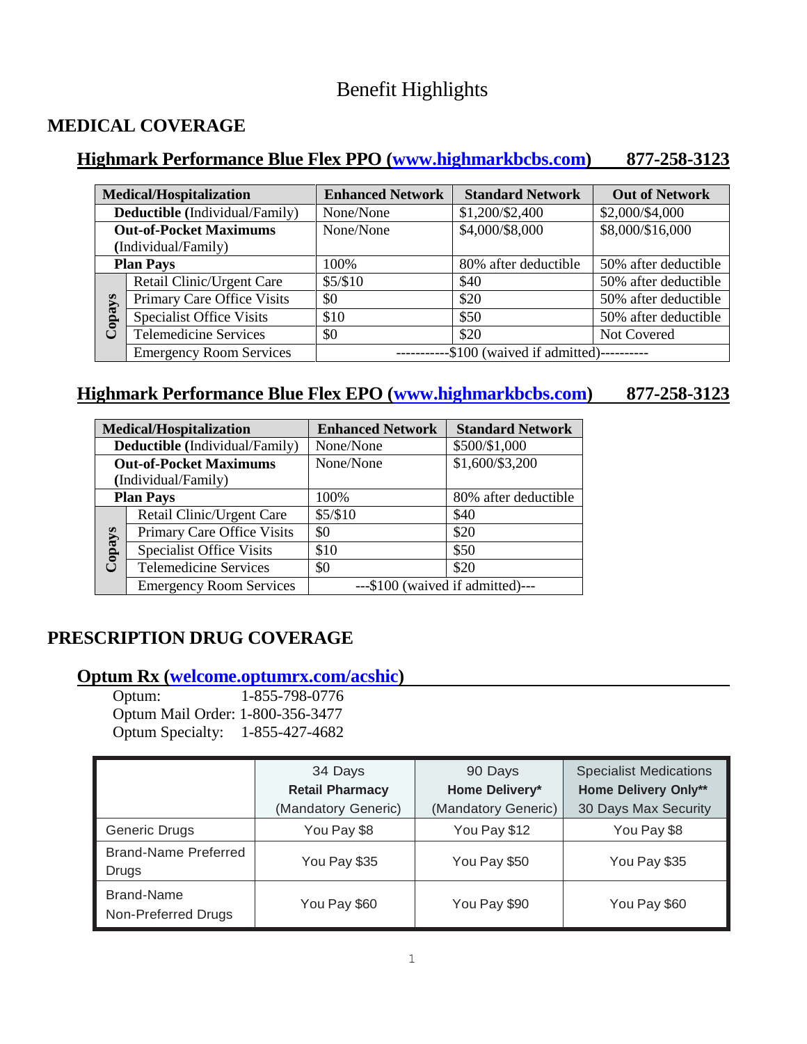# Benefit Highlights

## MEDICAL COVERAGE

### Highmark Performance Blue Flex PPO (www.highmarkbcbs.com) 877-258-3123

| Medical/Hospitalization | | Enhanced Network | Standard Network | Out of Network |
|---|---|---|---|---|
| **Deductible** (Individual/Family) | | None/None | $1,200/$2,400 | $2,000/$4,000 |
| **Out-of-Pocket Maximums** (Individual/Family) | | None/None | $4,000/$8,000 | $8,000/$16,000 |
| **Plan Pays** | | 100% | 80% after deductible | 50% after deductible |
| **Copays** | Retail Clinic/Urgent Care | $5/$10 | $40 | 50% after deductible |
| | Primary Care Office Visits | $0 | $20 | 50% after deductible |
| | Specialist Office Visits | $10 | $50 | 50% after deductible |
| | Telemedicine Services | $0 | $20 | Not Covered |
| | Emergency Room Services | ----------$100 (waived if admitted)---------- | | |

### Highmark Performance Blue Flex EPO (www.highmarkbcbs.com) 877-258-3123

| Medical/Hospitalization | | Enhanced Network | Standard Network |
|---|---|---|---|
| **Deductible** (Individual/Family) | | None/None | $500/$1,000 |
| **Out-of-Pocket Maximums** (Individual/Family) | | None/None | $1,600/$3,200 |
| **Plan Pays** | | 100% | 80% after deductible |
| **Copays** | Retail Clinic/Urgent Care | $5/$10 | $40 |
| | Primary Care Office Visits | $0 | $20 |
| | Specialist Office Visits | $10 | $50 |
| | Telemedicine Services | $0 | $20 |
| | Emergency Room Services | ---$100 (waived if admitted)--- | |

## PRESCRIPTION DRUG COVERAGE

### Optum Rx (welcome.optumrx.com/acshic)

Optum: 1-855-798-0776
Optum Mail Order: 1-800-356-3477
Optum Specialty: 1-855-427-4682

| | 34 Days **Retail Pharmacy** (Mandatory Generic) | 90 Days **Home Delivery*** (Mandatory Generic) | Specialist Medications **Home Delivery Only**** 30 Days Max Security |
|---|---|---|---|
| Generic Drugs | You Pay $8 | You Pay $12 | You Pay $8 |
| Brand-Name Preferred Drugs | You Pay $35 | You Pay $50 | You Pay $35 |
| Brand-Name Non-Preferred Drugs | You Pay $60 | You Pay $90 | You Pay $60 |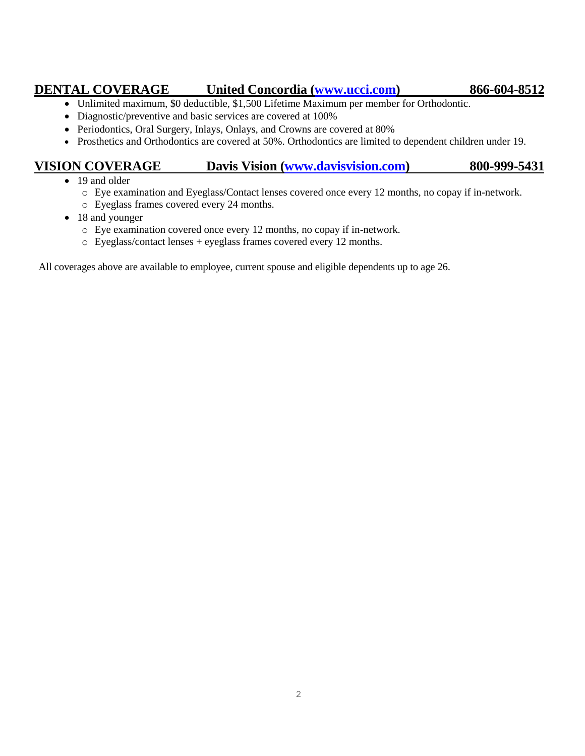## DENTAL COVERAGE United Concordia (www.ucci.com) 866-604-8512

- Unlimited maximum, $0 deductible, $1,500 Lifetime Maximum per member for Orthodontic.
- Diagnostic/preventive and basic services are covered at 100%
- Periodontics, Oral Surgery, Inlays, Onlays, and Crowns are covered at 80%
- Prosthetics and Orthodontics are covered at 50%. Orthodontics are limited to dependent children under 19.

## VISION COVERAGE Davis Vision (www.davisvision.com) 800-999-5431

- 19 and older
  - Eye examination and Eyeglass/Contact lenses covered once every 12 months, no copay if in-network.
  - Eyeglass frames covered every 24 months.
- 18 and younger
  - Eye examination covered once every 12 months, no copay if in-network.
  - Eyeglass/contact lenses + eyeglass frames covered every 12 months.

All coverages above are available to employee, current spouse and eligible dependents up to age 26.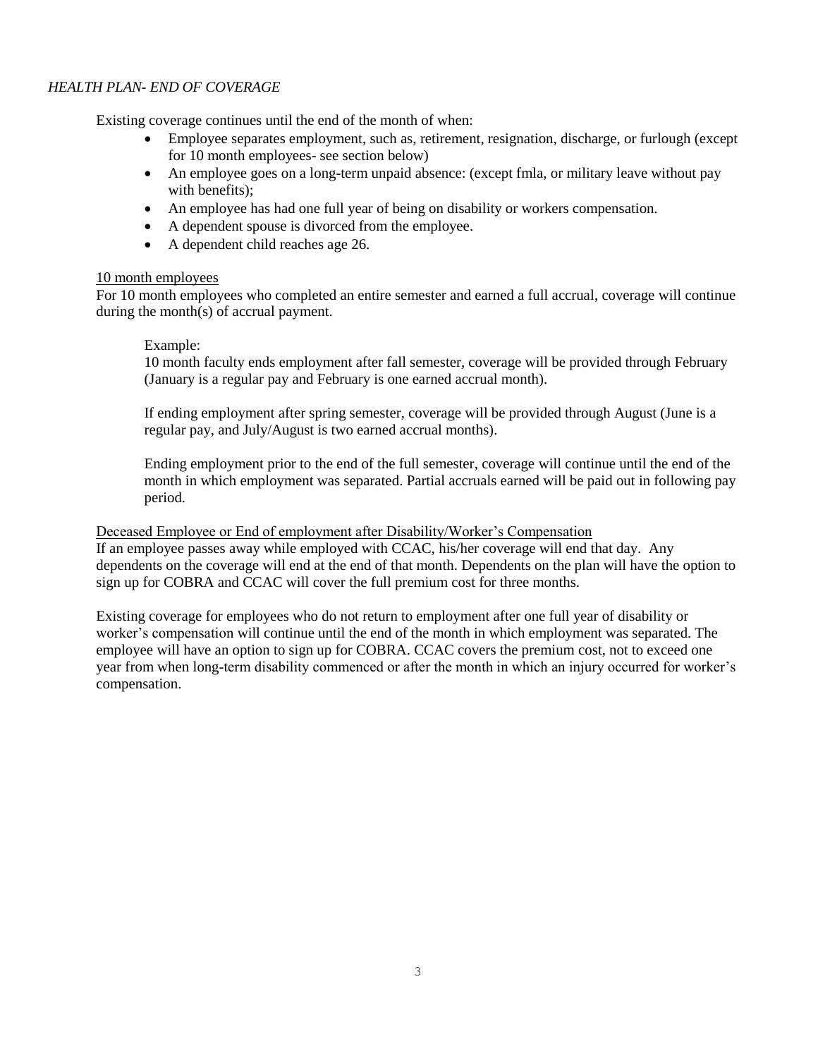*HEALTH PLAN- END OF COVERAGE*

Existing coverage continues until the end of the month of when:

- Employee separates employment, such as, retirement, resignation, discharge, or furlough (except for 10 month employees- see section below)
- An employee goes on a long-term unpaid absence: (except fmla, or military leave without pay with benefits);
- An employee has had one full year of being on disability or workers compensation.
- A dependent spouse is divorced from the employee.
- A dependent child reaches age 26.

<u>10 month employees</u>

For 10 month employees who completed an entire semester and earned a full accrual, coverage will continue during the month(s) of accrual payment.

> Example:
> 10 month faculty ends employment after fall semester, coverage will be provided through February (January is a regular pay and February is one earned accrual month).
>
> If ending employment after spring semester, coverage will be provided through August (June is a regular pay, and July/August is two earned accrual months).
>
> Ending employment prior to the end of the full semester, coverage will continue until the end of the month in which employment was separated. Partial accruals earned will be paid out in following pay period.

<u>Deceased Employee or End of employment after Disability/Worker's Compensation</u>

If an employee passes away while employed with CCAC, his/her coverage will end that day. Any dependents on the coverage will end at the end of that month. Dependents on the plan will have the option to sign up for COBRA and CCAC will cover the full premium cost for three months.

Existing coverage for employees who do not return to employment after one full year of disability or worker's compensation will continue until the end of the month in which employment was separated. The employee will have an option to sign up for COBRA. CCAC covers the premium cost, not to exceed one year from when long-term disability commenced or after the month in which an injury occurred for worker's compensation.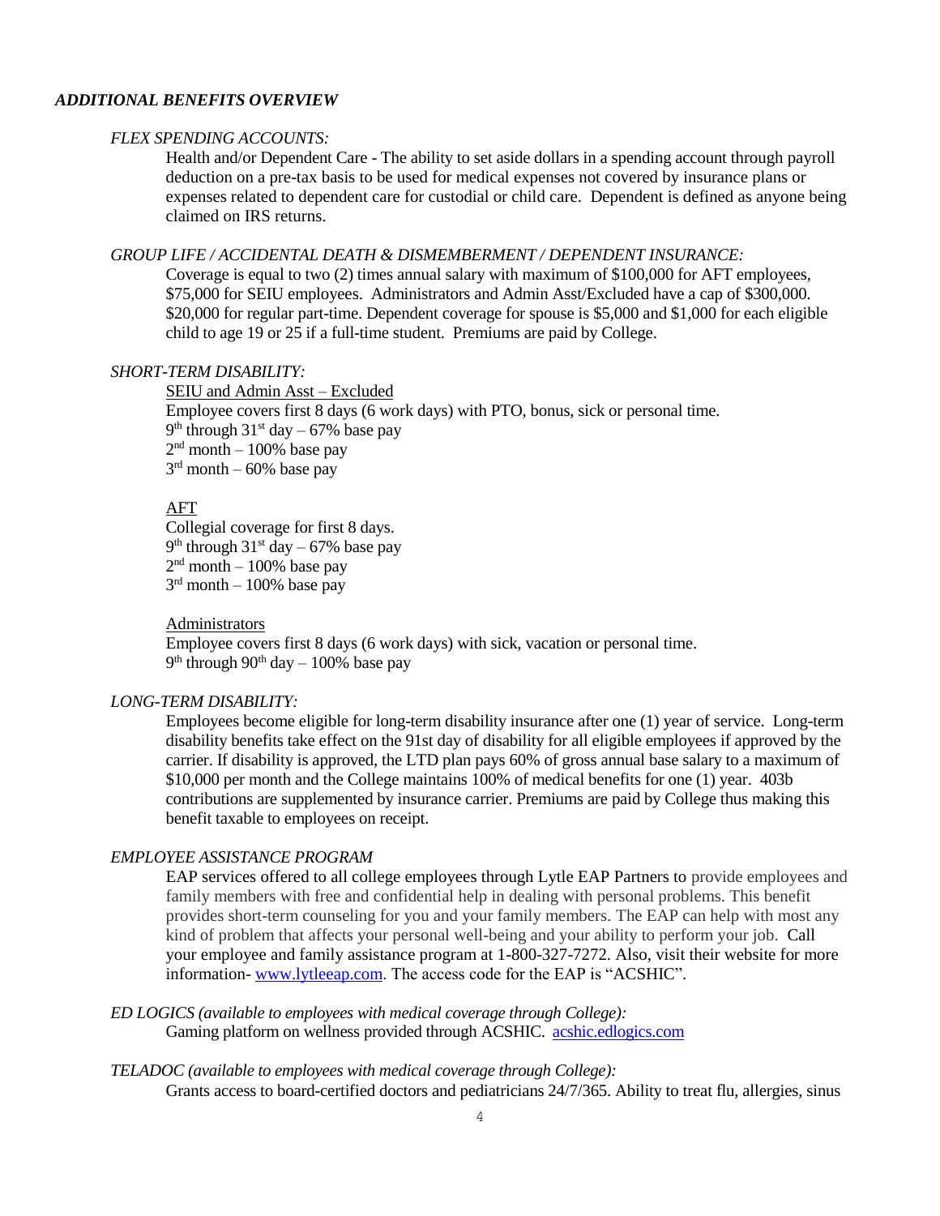## *ADDITIONAL BENEFITS OVERVIEW*

### *FLEX SPENDING ACCOUNTS:*

Health and/or Dependent Care - The ability to set aside dollars in a spending account through payroll deduction on a pre-tax basis to be used for medical expenses not covered by insurance plans or expenses related to dependent care for custodial or child care. Dependent is defined as anyone being claimed on IRS returns.

### *GROUP LIFE / ACCIDENTAL DEATH & DISMEMBERMENT / DEPENDENT INSURANCE:*

Coverage is equal to two (2) times annual salary with maximum of $100,000 for AFT employees, $75,000 for SEIU employees. Administrators and Admin Asst/Excluded have a cap of $300,000. $20,000 for regular part-time. Dependent coverage for spouse is $5,000 and $1,000 for each eligible child to age 19 or 25 if a full-time student. Premiums are paid by College.

### *SHORT-TERM DISABILITY:*

<u>SEIU and Admin Asst – Excluded</u>

Employee covers first 8 days (6 work days) with PTO, bonus, sick or personal time.
9th through 31st day – 67% base pay
2nd month – 100% base pay
3rd month – 60% base pay

<u>AFT</u>

Collegial coverage for first 8 days.
9th through 31st day – 67% base pay
2nd month – 100% base pay
3rd month – 100% base pay

<u>Administrators</u>

Employee covers first 8 days (6 work days) with sick, vacation or personal time.
9th through 90th day – 100% base pay

### *LONG-TERM DISABILITY:*

Employees become eligible for long-term disability insurance after one (1) year of service. Long-term disability benefits take effect on the 91st day of disability for all eligible employees if approved by the carrier. If disability is approved, the LTD plan pays 60% of gross annual base salary to a maximum of $10,000 per month and the College maintains 100% of medical benefits for one (1) year. 403b contributions are supplemented by insurance carrier. Premiums are paid by College thus making this benefit taxable to employees on receipt.

### *EMPLOYEE ASSISTANCE PROGRAM*

EAP services offered to all college employees through Lytle EAP Partners to provide employees and family members with free and confidential help in dealing with personal problems. This benefit provides short-term counseling for you and your family members. The EAP can help with most any kind of problem that affects your personal well-being and your ability to perform your job. Call your employee and family assistance program at 1-800-327-7272. Also, visit their website for more information- [www.lytleeap.com](http://www.lytleeap.com). The access code for the EAP is "ACSHIC".

### *ED LOGICS (available to employees with medical coverage through College):*

Gaming platform on wellness provided through ACSHIC. [acshic.edlogics.com](http://acshic.edlogics.com)

### *TELADOC (available to employees with medical coverage through College):*

Grants access to board-certified doctors and pediatricians 24/7/365. Ability to treat flu, allergies, sinus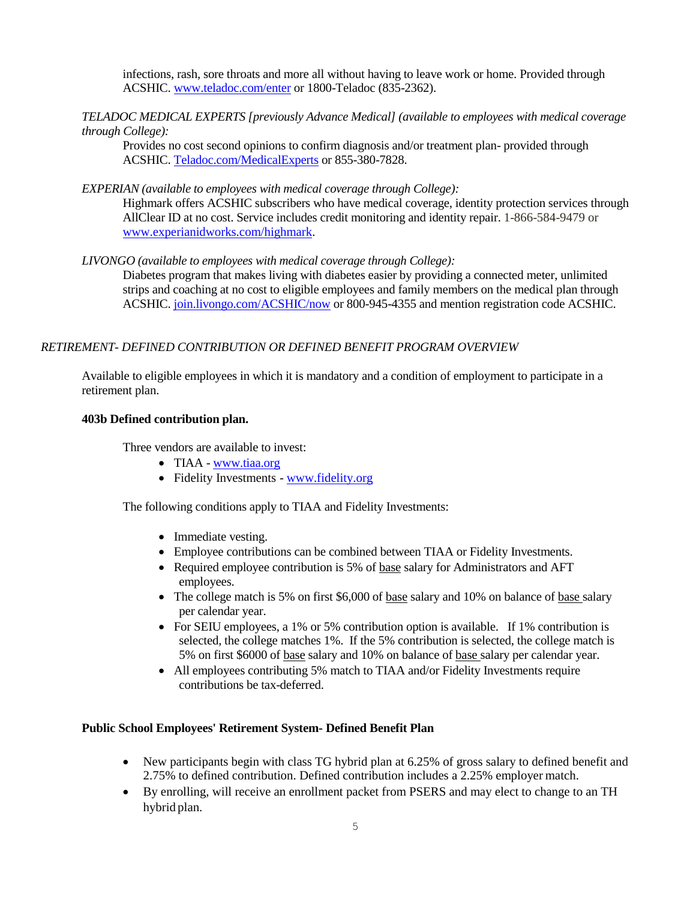infections, rash, sore throats and more all without having to leave work or home. Provided through ACSHIC. [www.teladoc.com/enter](www.teladoc.com/enter) or 1800-Teladoc (835-2362).

*TELADOC MEDICAL EXPERTS [previously Advance Medical] (available to employees with medical coverage through College):*

Provides no cost second opinions to confirm diagnosis and/or treatment plan- provided through ACSHIC. [Teladoc.com/MedicalExperts](Teladoc.com/MedicalExperts) or 855-380-7828.

*EXPERIAN (available to employees with medical coverage through College):*

Highmark offers ACSHIC subscribers who have medical coverage, identity protection services through AllClear ID at no cost. Service includes credit monitoring and identity repair. 1-866-584-9479 or [www.experianidworks.com/highmark](www.experianidworks.com/highmark).

*LIVONGO (available to employees with medical coverage through College):*

Diabetes program that makes living with diabetes easier by providing a connected meter, unlimited strips and coaching at no cost to eligible employees and family members on the medical plan through ACSHIC. [join.livongo.com/ACSHIC/now](join.livongo.com/ACSHIC/now) or 800-945-4355 and mention registration code ACSHIC.

*RETIREMENT- DEFINED CONTRIBUTION OR DEFINED BENEFIT PROGRAM OVERVIEW*

Available to eligible employees in which it is mandatory and a condition of employment to participate in a retirement plan.

**403b Defined contribution plan.**

Three vendors are available to invest:

- TIAA - [www.tiaa.org](www.tiaa.org)
- Fidelity Investments - [www.fidelity.org](www.fidelity.org)

The following conditions apply to TIAA and Fidelity Investments:

- Immediate vesting.
- Employee contributions can be combined between TIAA or Fidelity Investments.
- Required employee contribution is 5% of base salary for Administrators and AFT employees.
- The college match is 5% on first $6,000 of base salary and 10% on balance of base salary per calendar year.
- For SEIU employees, a 1% or 5% contribution option is available. If 1% contribution is selected, the college matches 1%. If the 5% contribution is selected, the college match is 5% on first $6000 of base salary and 10% on balance of base salary per calendar year.
- All employees contributing 5% match to TIAA and/or Fidelity Investments require contributions be tax-deferred.

**Public School Employees' Retirement System- Defined Benefit Plan**

- New participants begin with class TG hybrid plan at 6.25% of gross salary to defined benefit and 2.75% to defined contribution. Defined contribution includes a 2.25% employer match.
- By enrolling, will receive an enrollment packet from PSERS and may elect to change to an TH hybrid plan.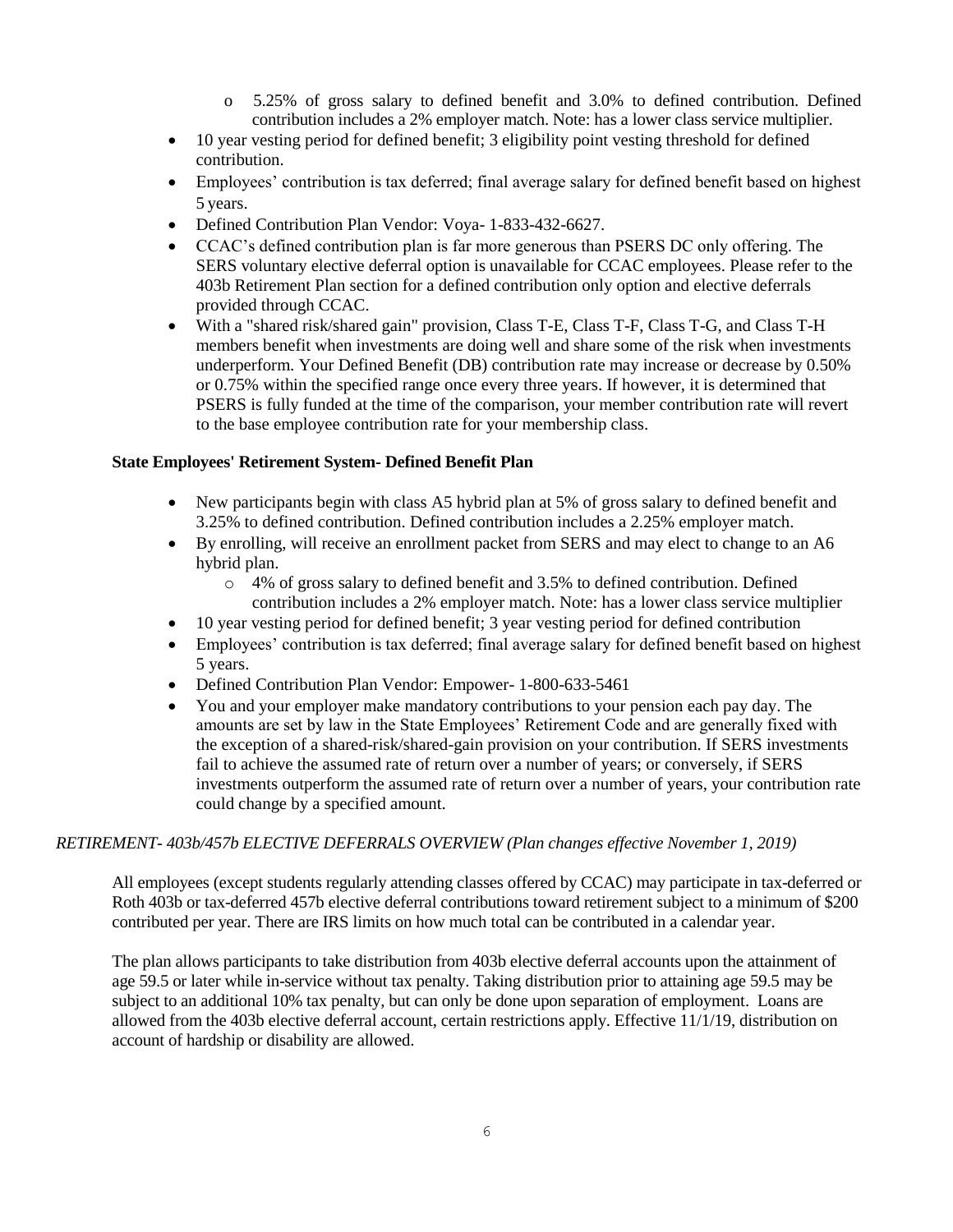- 5.25% of gross salary to defined benefit and 3.0% to defined contribution. Defined contribution includes a 2% employer match. Note: has a lower class service multiplier.
- 10 year vesting period for defined benefit; 3 eligibility point vesting threshold for defined contribution.
- Employees' contribution is tax deferred; final average salary for defined benefit based on highest 5 years.
- Defined Contribution Plan Vendor: Voya- 1-833-432-6627.
- CCAC's defined contribution plan is far more generous than PSERS DC only offering. The SERS voluntary elective deferral option is unavailable for CCAC employees. Please refer to the 403b Retirement Plan section for a defined contribution only option and elective deferrals provided through CCAC.
- With a "shared risk/shared gain" provision, Class T-E, Class T-F, Class T-G, and Class T-H members benefit when investments are doing well and share some of the risk when investments underperform. Your Defined Benefit (DB) contribution rate may increase or decrease by 0.50% or 0.75% within the specified range once every three years. If however, it is determined that PSERS is fully funded at the time of the comparison, your member contribution rate will revert to the base employee contribution rate for your membership class.

**State Employees' Retirement System- Defined Benefit Plan**

- New participants begin with class A5 hybrid plan at 5% of gross salary to defined benefit and 3.25% to defined contribution. Defined contribution includes a 2.25% employer match.
- By enrolling, will receive an enrollment packet from SERS and may elect to change to an A6 hybrid plan.
  - 4% of gross salary to defined benefit and 3.5% to defined contribution. Defined contribution includes a 2% employer match. Note: has a lower class service multiplier
- 10 year vesting period for defined benefit; 3 year vesting period for defined contribution
- Employees' contribution is tax deferred; final average salary for defined benefit based on highest 5 years.
- Defined Contribution Plan Vendor: Empower- 1-800-633-5461
- You and your employer make mandatory contributions to your pension each pay day. The amounts are set by law in the State Employees' Retirement Code and are generally fixed with the exception of a shared-risk/shared-gain provision on your contribution. If SERS investments fail to achieve the assumed rate of return over a number of years; or conversely, if SERS investments outperform the assumed rate of return over a number of years, your contribution rate could change by a specified amount.

*RETIREMENT- 403b/457b ELECTIVE DEFERRALS OVERVIEW (Plan changes effective November 1, 2019)*

All employees (except students regularly attending classes offered by CCAC) may participate in tax-deferred or Roth 403b or tax-deferred 457b elective deferral contributions toward retirement subject to a minimum of $200 contributed per year. There are IRS limits on how much total can be contributed in a calendar year.

The plan allows participants to take distribution from 403b elective deferral accounts upon the attainment of age 59.5 or later while in-service without tax penalty. Taking distribution prior to attaining age 59.5 may be subject to an additional 10% tax penalty, but can only be done upon separation of employment. Loans are allowed from the 403b elective deferral account, certain restrictions apply. Effective 11/1/19, distribution on account of hardship or disability are allowed.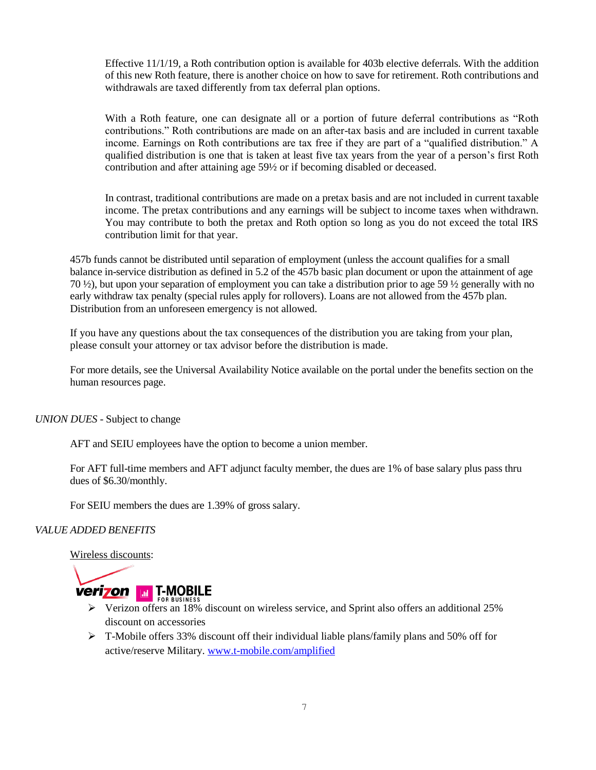Effective 11/1/19, a Roth contribution option is available for 403b elective deferrals. With the addition of this new Roth feature, there is another choice on how to save for retirement. Roth contributions and withdrawals are taxed differently from tax deferral plan options.

With a Roth feature, one can designate all or a portion of future deferral contributions as "Roth contributions." Roth contributions are made on an after-tax basis and are included in current taxable income. Earnings on Roth contributions are tax free if they are part of a "qualified distribution." A qualified distribution is one that is taken at least five tax years from the year of a person's first Roth contribution and after attaining age 59½ or if becoming disabled or deceased.

In contrast, traditional contributions are made on a pretax basis and are not included in current taxable income. The pretax contributions and any earnings will be subject to income taxes when withdrawn. You may contribute to both the pretax and Roth option so long as you do not exceed the total IRS contribution limit for that year.

457b funds cannot be distributed until separation of employment (unless the account qualifies for a small balance in-service distribution as defined in 5.2 of the 457b basic plan document or upon the attainment of age 70 ½), but upon your separation of employment you can take a distribution prior to age 59 ½ generally with no early withdraw tax penalty (special rules apply for rollovers). Loans are not allowed from the 457b plan. Distribution from an unforeseen emergency is not allowed.

If you have any questions about the tax consequences of the distribution you are taking from your plan, please consult your attorney or tax advisor before the distribution is made.

For more details, see the Universal Availability Notice available on the portal under the benefits section on the human resources page.

*UNION DUES* - Subject to change

AFT and SEIU employees have the option to become a union member.

For AFT full-time members and AFT adjunct faculty member, the dues are 1% of base salary plus pass thru dues of $6.30/monthly.

For SEIU members the dues are 1.39% of gross salary.

*VALUE ADDED BENEFITS*

Wireless discounts:

verizon T-MOBILE FOR BUSINESS

- Verizon offers an 18% discount on wireless service, and Sprint also offers an additional 25% discount on accessories
- T-Mobile offers 33% discount off their individual liable plans/family plans and 50% off for active/reserve Military. [www.t-mobile.com/amplified](http://www.t-mobile.com/amplified)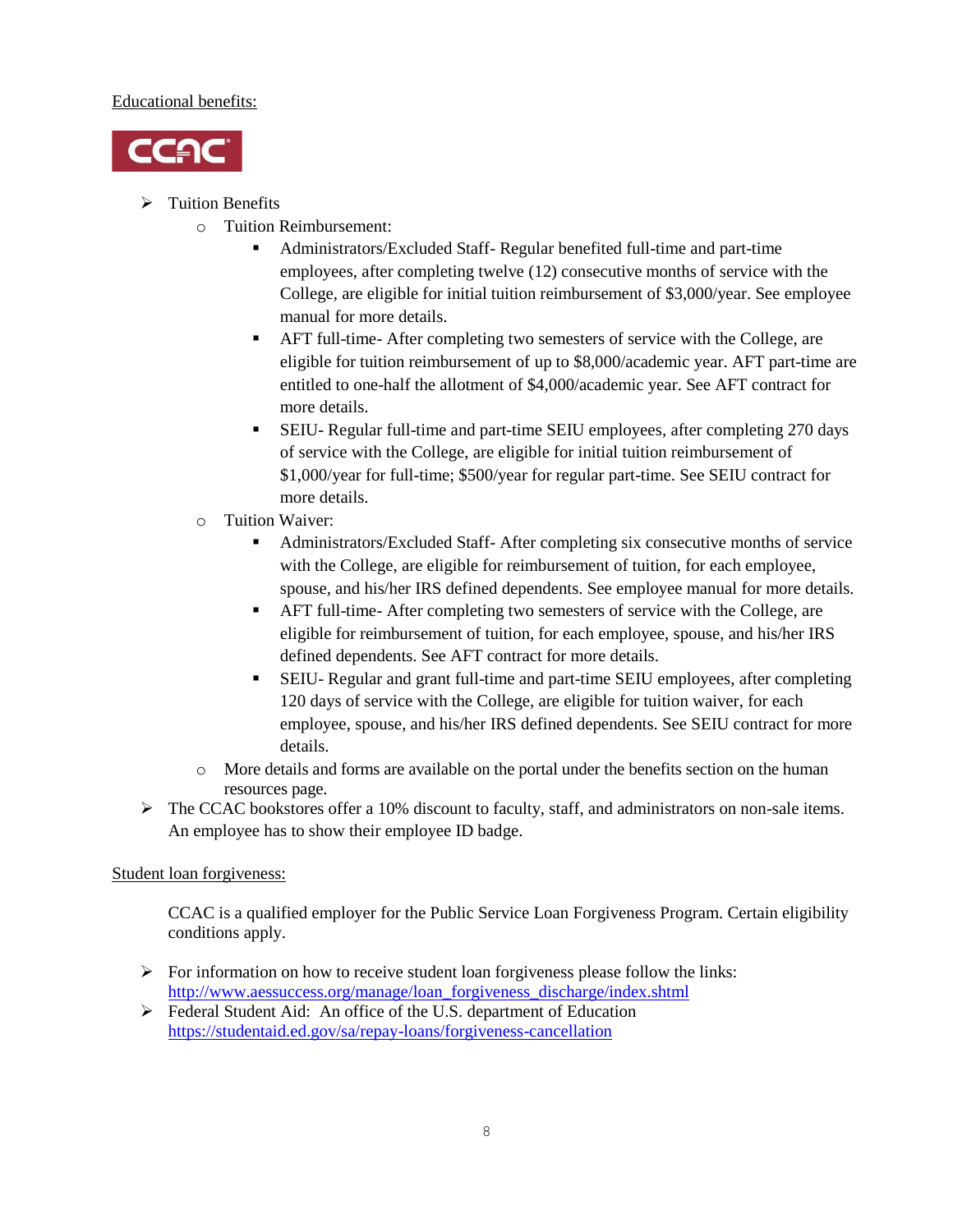Educational benefits:

CCAC

- Tuition Benefits
  - Tuition Reimbursement:
    - Administrators/Excluded Staff- Regular benefited full-time and part-time employees, after completing twelve (12) consecutive months of service with the College, are eligible for initial tuition reimbursement of $3,000/year. See employee manual for more details.
    - AFT full-time- After completing two semesters of service with the College, are eligible for tuition reimbursement of up to $8,000/academic year. AFT part-time are entitled to one-half the allotment of $4,000/academic year. See AFT contract for more details.
    - SEIU- Regular full-time and part-time SEIU employees, after completing 270 days of service with the College, are eligible for initial tuition reimbursement of $1,000/year for full-time; $500/year for regular part-time. See SEIU contract for more details.
  - Tuition Waiver:
    - Administrators/Excluded Staff- After completing six consecutive months of service with the College, are eligible for reimbursement of tuition, for each employee, spouse, and his/her IRS defined dependents. See employee manual for more details.
    - AFT full-time- After completing two semesters of service with the College, are eligible for reimbursement of tuition, for each employee, spouse, and his/her IRS defined dependents. See AFT contract for more details.
    - SEIU- Regular and grant full-time and part-time SEIU employees, after completing 120 days of service with the College, are eligible for tuition waiver, for each employee, spouse, and his/her IRS defined dependents. See SEIU contract for more details.
  - More details and forms are available on the portal under the benefits section on the human resources page.
- The CCAC bookstores offer a 10% discount to faculty, staff, and administrators on non-sale items. An employee has to show their employee ID badge.

Student loan forgiveness:

CCAC is a qualified employer for the Public Service Loan Forgiveness Program. Certain eligibility conditions apply.

- For information on how to receive student loan forgiveness please follow the links: http://www.aessuccess.org/manage/loan_forgiveness_discharge/index.shtml
- Federal Student Aid: An office of the U.S. department of Education https://studentaid.ed.gov/sa/repay-loans/forgiveness-cancellation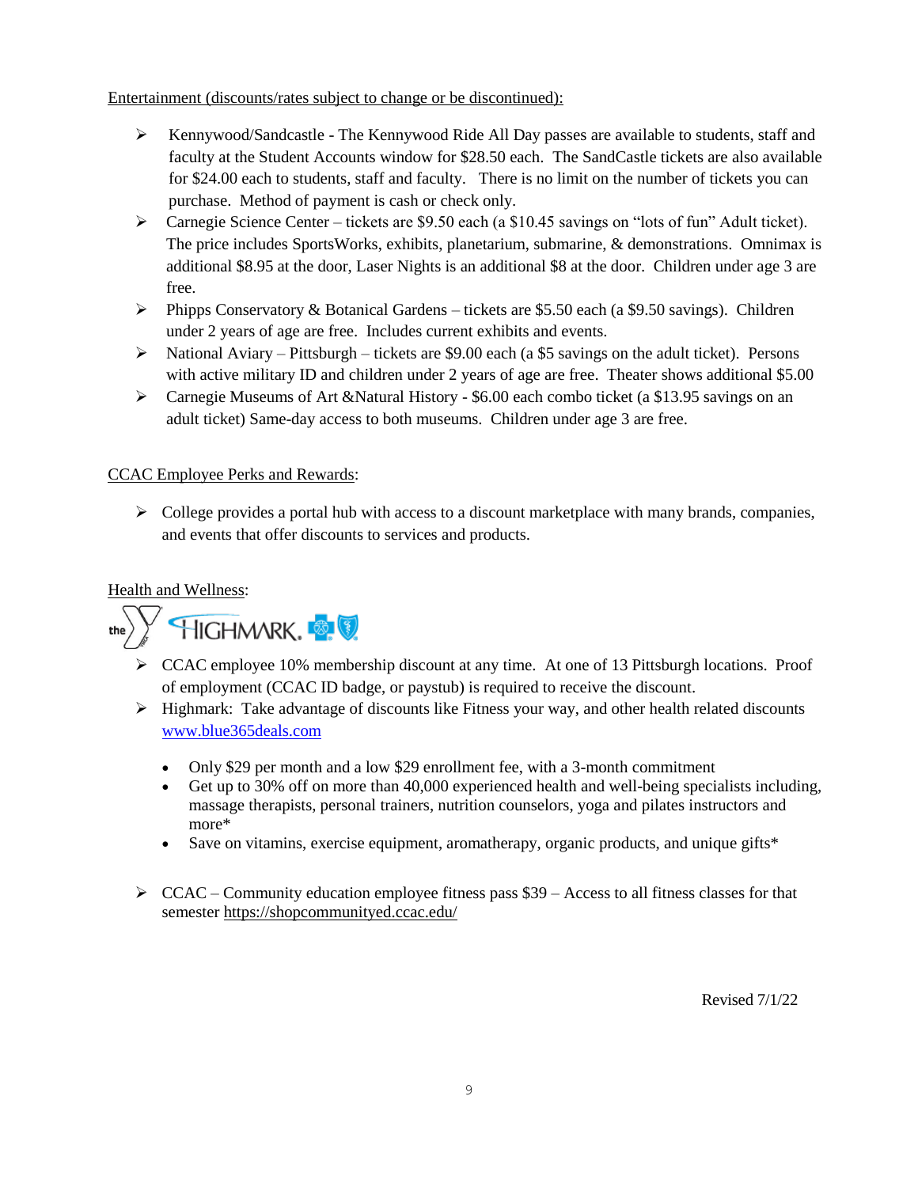Entertainment (discounts/rates subject to change or be discontinued):

- Kennywood/Sandcastle - The Kennywood Ride All Day passes are available to students, staff and faculty at the Student Accounts window for $28.50 each. The SandCastle tickets are also available for $24.00 each to students, staff and faculty. There is no limit on the number of tickets you can purchase. Method of payment is cash or check only.
- Carnegie Science Center – tickets are $9.50 each (a $10.45 savings on "lots of fun" Adult ticket). The price includes SportsWorks, exhibits, planetarium, submarine, & demonstrations. Omnimax is additional $8.95 at the door, Laser Nights is an additional $8 at the door. Children under age 3 are free.
- Phipps Conservatory & Botanical Gardens – tickets are $5.50 each (a $9.50 savings). Children under 2 years of age are free. Includes current exhibits and events.
- National Aviary – Pittsburgh – tickets are $9.00 each (a $5 savings on the adult ticket). Persons with active military ID and children under 2 years of age are free. Theater shows additional $5.00
- Carnegie Museums of Art &Natural History - $6.00 each combo ticket (a $13.95 savings on an adult ticket) Same-day access to both museums. Children under age 3 are free.

CCAC Employee Perks and Rewards:

- College provides a portal hub with access to a discount marketplace with many brands, companies, and events that offer discounts to services and products.

Health and Wellness:

- CCAC employee 10% membership discount at any time. At one of 13 Pittsburgh locations. Proof of employment (CCAC ID badge, or paystub) is required to receive the discount.
- Highmark: Take advantage of discounts like Fitness your way, and other health related discounts www.blue365deals.com
  - Only $29 per month and a low $29 enrollment fee, with a 3-month commitment
  - Get up to 30% off on more than 40,000 experienced health and well-being specialists including, massage therapists, personal trainers, nutrition counselors, yoga and pilates instructors and more*
  - Save on vitamins, exercise equipment, aromatherapy, organic products, and unique gifts*
- CCAC – Community education employee fitness pass $39 – Access to all fitness classes for that semester https://shopcommunityed.ccac.edu/

Revised 7/1/22